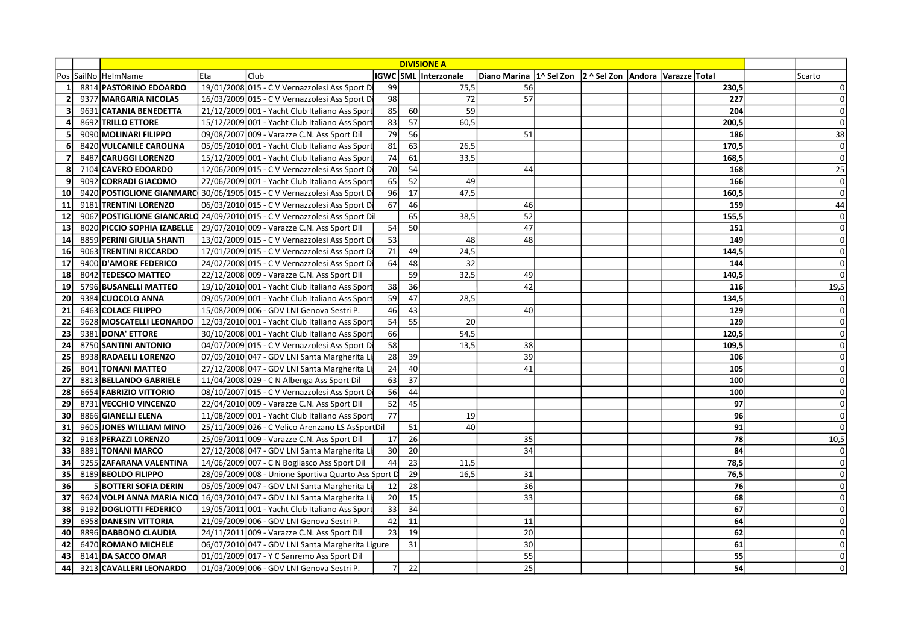| | | DIVISIONE A | | | | | | | | | | | | | |
|---|---|---|---|---|---|---|---|---|---|---|---|---|---|---|---|
| Pos | SailNo | HelmName | Eta | Club | IGWC | SML | Interzonale | Diano Marina | 1^ Sel Zon | 2 ^ Sel Zon | Andora | Varazze | Total | | Scarto |
| 1 | 8814 | **PASTORINO EDOARDO** | 19/01/2008 | 015 - C V Vernazzolesi Ass Sport Di | 99 | | 75,5 | 56 | | | | | **230,5** | | 0 |
| 2 | 9377 | **MARGARIA NICOLAS** | 16/03/2009 | 015 - C V Vernazzolesi Ass Sport Di | 98 | | 72 | 57 | | | | | **227** | | 0 |
| 3 | 9631 | **CATANIA BENEDETTA** | 21/12/2009 | 001 - Yacht Club Italiano Ass Sport | 85 | 60 | 59 | | | | | | **204** | | 0 |
| 4 | 8692 | **TRILLO ETTORE** | 15/12/2009 | 001 - Yacht Club Italiano Ass Sport | 83 | 57 | 60,5 | | | | | | **200,5** | | 0 |
| 5 | 9090 | **MOLINARI FILIPPO** | 09/08/2007 | 009 - Varazze C.N. Ass Sport Dil | 79 | 56 | | 51 | | | | | **186** | | 38 |
| 6 | 8420 | **VULCANILE CAROLINA** | 05/05/2010 | 001 - Yacht Club Italiano Ass Sport | 81 | 63 | 26,5 | | | | | | **170,5** | | 0 |
| 7 | 8487 | **CARUGGI LORENZO** | 15/12/2009 | 001 - Yacht Club Italiano Ass Sport | 74 | 61 | 33,5 | | | | | | **168,5** | | 0 |
| 8 | 7104 | **CAVERO EDOARDO** | 12/06/2009 | 015 - C V Vernazzolesi Ass Sport Di | 70 | 54 | | 44 | | | | | **168** | | 25 |
| 9 | 9092 | **CORRADI GIACOMO** | 27/06/2009 | 001 - Yacht Club Italiano Ass Sport | 65 | 52 | 49 | | | | | | **166** | | 0 |
| 10 | 9420 | **POSTIGLIONE GIANMARC** | 30/06/1905 | 015 - C V Vernazzolesi Ass Sport Di | 96 | 17 | 47,5 | | | | | | **160,5** | | 0 |
| 11 | 9181 | **TRENTINI LORENZO** | 06/03/2010 | 015 - C V Vernazzolesi Ass Sport Di | 67 | 46 | | 46 | | | | | **159** | | 44 |
| 12 | 9067 | **POSTIGLIONE GIANCARLO** | 24/09/2010 | 015 - C V Vernazzolesi Ass Sport Dil | | 65 | 38,5 | 52 | | | | | **155,5** | | 0 |
| 13 | 8020 | **PICCIO SOPHIA IZABELLE** | 29/07/2010 | 009 - Varazze C.N. Ass Sport Dil | 54 | 50 | | 47 | | | | | **151** | | 0 |
| 14 | 8859 | **PERINI GIULIA SHANTI** | 13/02/2009 | 015 - C V Vernazzolesi Ass Sport Di | 53 | | 48 | 48 | | | | | **149** | | 0 |
| 16 | 9063 | **TRENTINI RICCARDO** | 17/01/2009 | 015 - C V Vernazzolesi Ass Sport Di | 71 | 49 | 24,5 | | | | | | **144,5** | | 0 |
| 17 | 9400 | **D'AMORE FEDERICO** | 24/02/2008 | 015 - C V Vernazzolesi Ass Sport Di | 64 | 48 | 32 | | | | | | **144** | | 0 |
| 18 | 8042 | **TEDESCO MATTEO** | 22/12/2008 | 009 - Varazze C.N. Ass Sport Dil | | 59 | 32,5 | 49 | | | | | **140,5** | | 0 |
| 19 | 5796 | **BUSANELLI MATTEO** | 19/10/2010 | 001 - Yacht Club Italiano Ass Sport | 38 | 36 | | 42 | | | | | **116** | | 19,5 |
| 20 | 9384 | **CUOCOLO ANNA** | 09/05/2009 | 001 - Yacht Club Italiano Ass Sport | 59 | 47 | 28,5 | | | | | | **134,5** | | 0 |
| 21 | 6463 | **COLACE FILIPPO** | 15/08/2009 | 006 - GDV LNI Genova Sestri P. | 46 | 43 | | 40 | | | | | **129** | | 0 |
| 22 | 9628 | **MOSCATELLI LEONARDO** | 12/03/2010 | 001 - Yacht Club Italiano Ass Sport | 54 | 55 | 20 | | | | | | **129** | | 0 |
| 23 | 9381 | **DONA' ETTORE** | 30/10/2008 | 001 - Yacht Club Italiano Ass Sport | 66 | | 54,5 | | | | | | **120,5** | | 0 |
| 24 | 8750 | **SANTINI ANTONIO** | 04/07/2009 | 015 - C V Vernazzolesi Ass Sport Di | 58 | | 13,5 | 38 | | | | | **109,5** | | 0 |
| 25 | 8938 | **RADAELLI LORENZO** | 07/09/2010 | 047 - GDV LNI Santa Margherita Li | 28 | 39 | | 39 | | | | | **106** | | 0 |
| 26 | 8041 | **TONANI MATTEO** | 27/12/2008 | 047 - GDV LNI Santa Margherita Li | 24 | 40 | | 41 | | | | | **105** | | 0 |
| 27 | 8813 | **BELLANDO GABRIELE** | 11/04/2008 | 029 - C N Albenga Ass Sport Dil | 63 | 37 | | | | | | | **100** | | 0 |
| 28 | 6654 | **FABRIZIO VITTORIO** | 08/10/2007 | 015 - C V Vernazzolesi Ass Sport Di | 56 | 44 | | | | | | | **100** | | 0 |
| 29 | 8731 | **VECCHIO VINCENZO** | 22/04/2010 | 009 - Varazze C.N. Ass Sport Dil | 52 | 45 | | | | | | | **97** | | 0 |
| 30 | 8866 | **GIANELLI ELENA** | 11/08/2009 | 001 - Yacht Club Italiano Ass Sport | 77 | | 19 | | | | | | **96** | | 0 |
| 31 | 9605 | **JONES WILLIAM MINO** | 25/11/2009 | 026 - C Velico Arenzano LS AsSportDil | | 51 | 40 | | | | | | **91** | | 0 |
| 32 | 9163 | **PERAZZI LORENZO** | 25/09/2011 | 009 - Varazze C.N. Ass Sport Dil | 17 | 26 | | 35 | | | | | **78** | | 10,5 |
| 33 | 8891 | **TONANI MARCO** | 27/12/2008 | 047 - GDV LNI Santa Margherita Li | 30 | 20 | | 34 | | | | | **84** | | 0 |
| 34 | 9255 | **ZAFARANA VALENTINA** | 14/06/2009 | 007 - C N Bogliasco Ass Sport Dil | 44 | 23 | 11,5 | | | | | | **78,5** | | 0 |
| 35 | 8189 | **BEOLDO FILIPPO** | 28/09/2009 | 008 - Unione Sportiva Quarto Ass Sport D | | 29 | 16,5 | 31 | | | | | **76,5** | | 0 |
| 36 | 5 | **BOTTERI SOFIA DERIN** | 05/05/2009 | 047 - GDV LNI Santa Margherita Li | 12 | 28 | | 36 | | | | | **76** | | 0 |
| 37 | 9624 | **VOLPI ANNA MARIA NICO** | 16/03/2010 | 047 - GDV LNI Santa Margherita Li | 20 | 15 | | 33 | | | | | **68** | | 0 |
| 38 | 9192 | **DOGLIOTTI FEDERICO** | 19/05/2011 | 001 - Yacht Club Italiano Ass Sport | 33 | 34 | | | | | | | **67** | | 0 |
| 39 | 6958 | **DANESIN VITTORIA** | 21/09/2009 | 006 - GDV LNI Genova Sestri P. | 42 | 11 | | 11 | | | | | **64** | | 0 |
| 40 | 8896 | **DABBONO CLAUDIA** | 24/11/2011 | 009 - Varazze C.N. Ass Sport Dil | 23 | 19 | | 20 | | | | | **62** | | 0 |
| 42 | 6470 | **ROMANO MICHELE** | 06/07/2010 | 047 - GDV LNI Santa Margherita Ligure | | 31 | | 30 | | | | | **61** | | 0 |
| 43 | 8141 | **DA SACCO OMAR** | 01/01/2009 | 017 - Y C Sanremo Ass Sport Dil | | | | 55 | | | | | **55** | | 0 |
| 44 | 3213 | **CAVALLERI LEONARDO** | 01/03/2009 | 006 - GDV LNI Genova Sestri P. | 7 | 22 | | 25 | | | | | **54** | | 0 |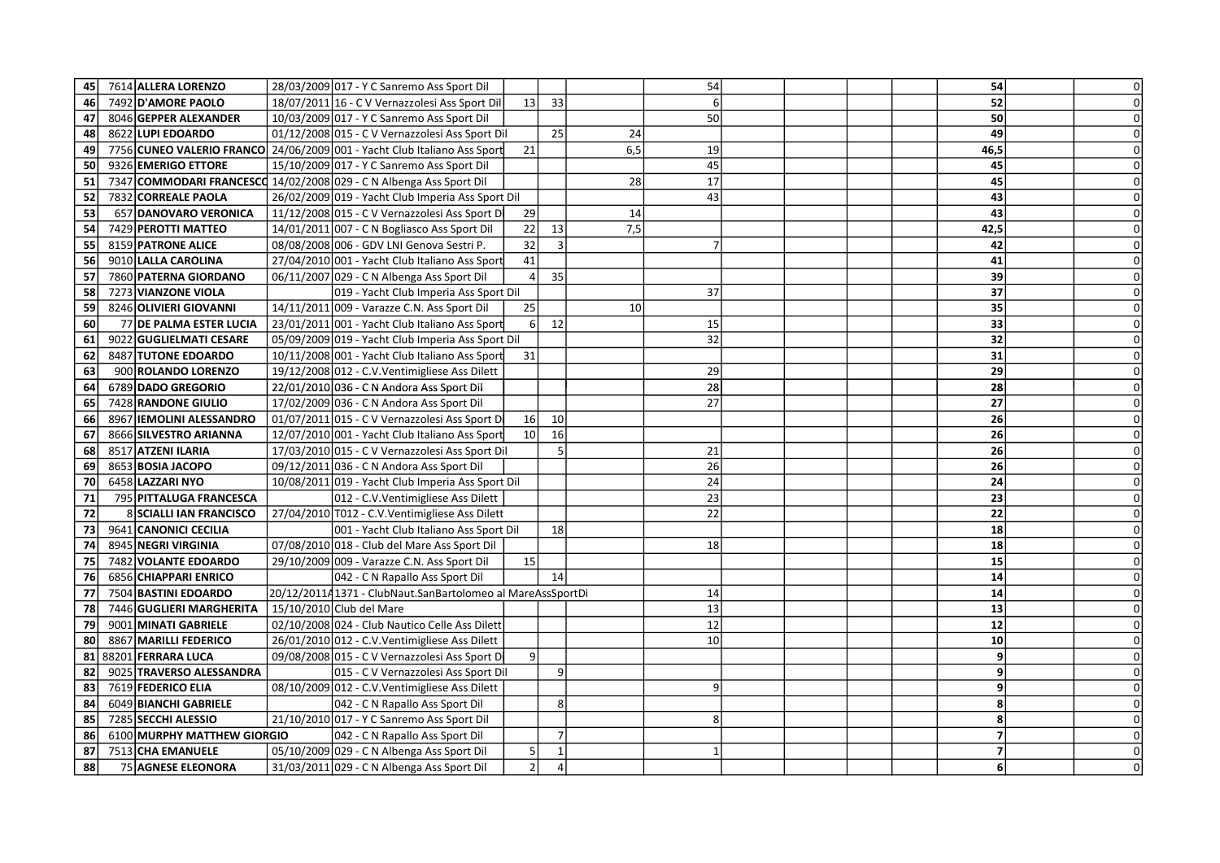| # | N. | Nome | Data | Club | | | | | | | | Tot. | |
|---|---|---|---|---|---|---|---|---|---|---|---|---|---|
| 45 | 7614 | **ALLERA LORENZO** | 28/03/2009 | 017 - Y C Sanremo Ass Sport Dil | | | | 54 | | | | **54** | 0 |
| 46 | 7492 | **D'AMORE PAOLO** | 18/07/2011 | 16 - C V Vernazzolesi Ass Sport Dil | 13 | 33 | | 6 | | | | **52** | 0 |
| 47 | 8046 | **GEPPER ALEXANDER** | 10/03/2009 | 017 - Y C Sanremo Ass Sport Dil | | | | 50 | | | | **50** | 0 |
| 48 | 8622 | **LUPI EDOARDO** | 01/12/2008 | 015 - C V Vernazzolesi Ass Sport Dil | | 25 | 24 | | | | | **49** | 0 |
| 49 | 7756 | **CUNEO VALERIO FRANCO** | 24/06/2009 | 001 - Yacht Club Italiano Ass Sport | 21 | | 6,5 | 19 | | | | **46,5** | 0 |
| 50 | 9326 | **EMERIGO ETTORE** | 15/10/2009 | 017 - Y C Sanremo Ass Sport Dil | | | | 45 | | | | **45** | 0 |
| 51 | 7347 | **COMMODARI FRANCESCO** | 14/02/2008 | 029 - C N Albenga Ass Sport Dil | | | 28 | 17 | | | | **45** | 0 |
| 52 | 7832 | **CORREALE PAOLA** | 26/02/2009 | 019 - Yacht Club Imperia Ass Sport Dil | | | | 43 | | | | **43** | 0 |
| 53 | 657 | **DANOVARO VERONICA** | 11/12/2008 | 015 - C V Vernazzolesi Ass Sport Di | 29 | | 14 | | | | | **43** | 0 |
| 54 | 7429 | **PEROTTI MATTEO** | 14/01/2011 | 007 - C N Bogliasco Ass Sport Dil | 22 | 13 | 7,5 | | | | | **42,5** | 0 |
| 55 | 8159 | **PATRONE ALICE** | 08/08/2008 | 006 - GDV LNI Genova Sestri P. | 32 | 3 | | 7 | | | | **42** | 0 |
| 56 | 9010 | **LALLA CAROLINA** | 27/04/2010 | 001 - Yacht Club Italiano Ass Sport | 41 | | | | | | | **41** | 0 |
| 57 | 7860 | **PATERNA GIORDANO** | 06/11/2007 | 029 - C N Albenga Ass Sport Dil | 4 | 35 | | | | | | **39** | 0 |
| 58 | 7273 | **VIANZONE VIOLA** | | 019 - Yacht Club Imperia Ass Sport Dil | | | | 37 | | | | **37** | 0 |
| 59 | 8246 | **OLIVIERI GIOVANNI** | 14/11/2011 | 009 - Varazze C.N. Ass Sport Dil | 25 | | 10 | | | | | **35** | 0 |
| 60 | 77 | **DE PALMA ESTER LUCIA** | 23/01/2011 | 001 - Yacht Club Italiano Ass Sport | 6 | 12 | | 15 | | | | **33** | 0 |
| 61 | 9022 | **GUGLIELMATI CESARE** | 05/09/2009 | 019 - Yacht Club Imperia Ass Sport Dil | | | | 32 | | | | **32** | 0 |
| 62 | 8487 | **TUTONE EDOARDO** | 10/11/2008 | 001 - Yacht Club Italiano Ass Sport | 31 | | | | | | | **31** | 0 |
| 63 | 900 | **ROLANDO LORENZO** | 19/12/2008 | 012 - C.V.Ventimigliese Ass Dilett | | | | 29 | | | | **29** | 0 |
| 64 | 6789 | **DADO GREGORIO** | 22/01/2010 | 036 - C N Andora Ass Sport Dil | | | | 28 | | | | **28** | 0 |
| 65 | 7428 | **RANDONE GIULIO** | 17/02/2009 | 036 - C N Andora Ass Sport Dil | | | | 27 | | | | **27** | 0 |
| 66 | 8967 | **IEMOLINI ALESSANDRO** | 01/07/2011 | 015 - C V Vernazzolesi Ass Sport Di | 16 | 10 | | | | | | **26** | 0 |
| 67 | 8666 | **SILVESTRO ARIANNA** | 12/07/2010 | 001 - Yacht Club Italiano Ass Sport | 10 | 16 | | | | | | **26** | 0 |
| 68 | 8517 | **ATZENI ILARIA** | 17/03/2010 | 015 - C V Vernazzolesi Ass Sport Dil | | 5 | | 21 | | | | **26** | 0 |
| 69 | 8653 | **BOSIA JACOPO** | 09/12/2011 | 036 - C N Andora Ass Sport Dil | | | | 26 | | | | **26** | 0 |
| 70 | 6458 | **LAZZARI NYO** | 10/08/2011 | 019 - Yacht Club Imperia Ass Sport Dil | | | | 24 | | | | **24** | 0 |
| 71 | 795 | **PITTALUGA FRANCESCA** | | 012 - C.V.Ventimigliese Ass Dilett | | | | 23 | | | | **23** | 0 |
| 72 | 8 | **SCIALLI IAN FRANCISCO** | 27/04/2010 | T012 - C.V.Ventimigliese Ass Dilett | | | | 22 | | | | **22** | 0 |
| 73 | 9641 | **CANONICI CECILIA** | | 001 - Yacht Club Italiano Ass Sport Dil | | 18 | | | | | | **18** | 0 |
| 74 | 8945 | **NEGRI VIRGINIA** | 07/08/2010 | 018 - Club del Mare Ass Sport Dil | | | | 18 | | | | **18** | 0 |
| 75 | 7482 | **VOLANTE EDOARDO** | 29/10/2009 | 009 - Varazze C.N. Ass Sport Dil | 15 | | | | | | | **15** | 0 |
| 76 | 6856 | **CHIAPPARI ENRICO** | | 042 - C N Rapallo Ass Sport Dil | | 14 | | | | | | **14** | 0 |
| 77 | 7504 | **BASTINI EDOARDO** | 20/12/2011 | A1371 - ClubNaut.SanBartolomeo al MareAssSportDi | | | | 14 | | | | **14** | 0 |
| 78 | 7446 | **GUGLIERI MARGHERITA** | 15/10/2010 | Club del Mare | | | | 13 | | | | **13** | 0 |
| 79 | 9001 | **MINATI GABRIELE** | 02/10/2008 | 024 - Club Nautico Celle Ass Dilett | | | | 12 | | | | **12** | 0 |
| 80 | 8867 | **MARILLI FEDERICO** | 26/01/2010 | 012 - C.V.Ventimigliese Ass Dilett | | | | 10 | | | | **10** | 0 |
| 81 | 88201 | **FERRARA LUCA** | 09/08/2008 | 015 - C V Vernazzolesi Ass Sport Di | 9 | | | | | | | **9** | 0 |
| 82 | 9025 | **TRAVERSO ALESSANDRA** | | 015 - C V Vernazzolesi Ass Sport Dil | | 9 | | | | | | **9** | 0 |
| 83 | 7619 | **FEDERICO ELIA** | 08/10/2009 | 012 - C.V.Ventimigliese Ass Dilett | | | | 9 | | | | **9** | 0 |
| 84 | 6049 | **BIANCHI GABRIELE** | | 042 - C N Rapallo Ass Sport Dil | | 8 | | | | | | **8** | 0 |
| 85 | 7285 | **SECCHI ALESSIO** | 21/10/2010 | 017 - Y C Sanremo Ass Sport Dil | | | | 8 | | | | **8** | 0 |
| 86 | 6100 | **MURPHY MATTHEW GIORGIO** | | 042 - C N Rapallo Ass Sport Dil | | 7 | | | | | | **7** | 0 |
| 87 | 7513 | **CHA EMANUELE** | 05/10/2009 | 029 - C N Albenga Ass Sport Dil | 5 | 1 | | 1 | | | | **7** | 0 |
| 88 | 75 | **AGNESE ELEONORA** | 31/03/2011 | 029 - C N Albenga Ass Sport Dil | 2 | 4 | | | | | | **6** | 0 |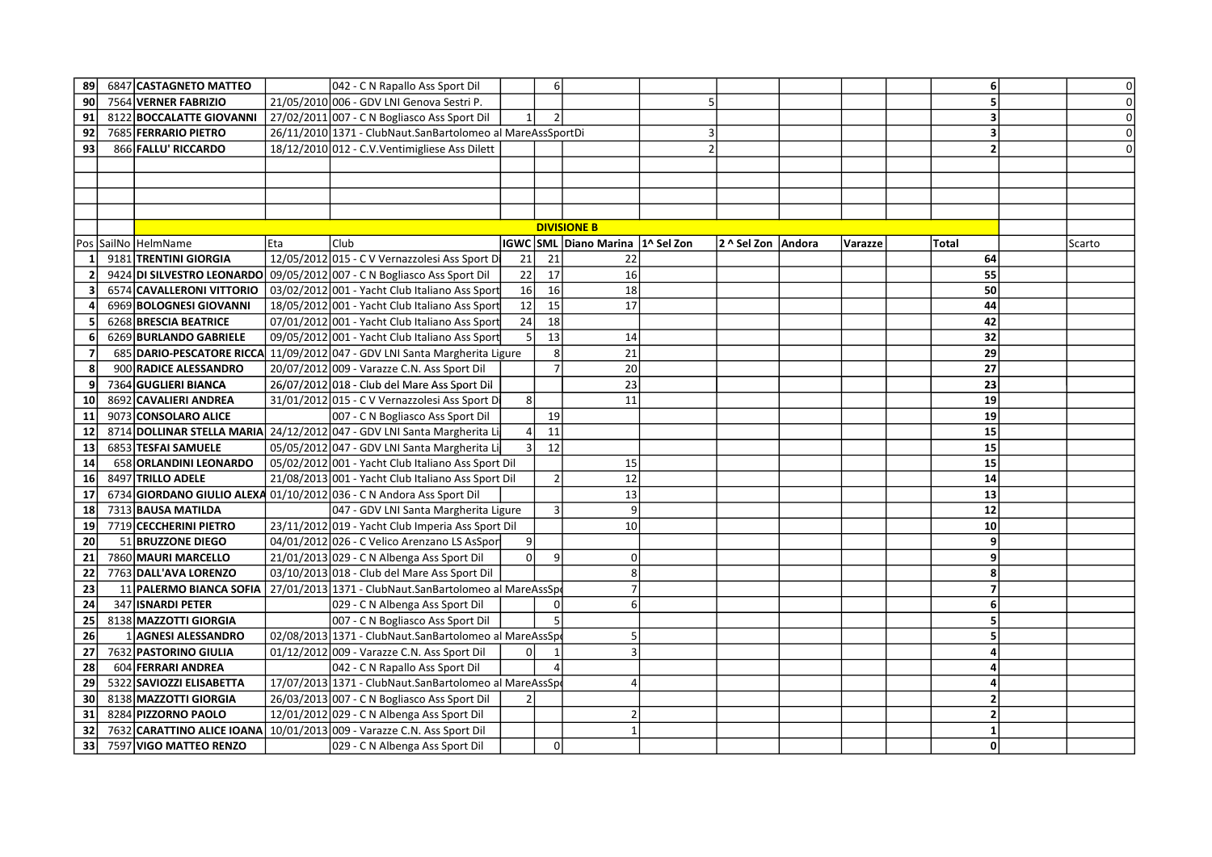| | | | | | | | | | | | | | | | |
|---|---|---|---|---|---|---|---|---|---|---|---|---|---|---|---|
| 89 | 6847 | **CASTAGNETO MATTEO** | | 042 - C N Rapallo Ass Sport Dil | | 6 | | | | | | | **6** | | 0 |
| 90 | 7564 | **VERNER FABRIZIO** | 21/05/2010 | 006 - GDV LNI Genova Sestri P. | | | | 5 | | | | | **5** | | 0 |
| 91 | 8122 | **BOCCALATTE GIOVANNI** | 27/02/2011 | 007 - C N Bogliasco Ass Sport Dil | 1 | 2 | | | | | | | **3** | | 0 |
| 92 | 7685 | **FERRARIO PIETRO** | 26/11/2010 | 1371 - ClubNaut.SanBartolomeo al MareAssSportDi | | | | 3 | | | | | **3** | | 0 |
| 93 | 866 | **FALLU' RICCARDO** | 18/12/2010 | 012 - C.V.Ventimigliese Ass Dilett | | | | 2 | | | | | **2** | | 0 |
| | | | | | | | | | | | | | | | |
| | | | | | | | | | | | | | | | |
| | | | | | | | | | | | | | | | |
| | | | | | | | | | | | | | | | |
| | | | | | | | **DIVISIONE B** | | | | | | | | |
| Pos | SailNo | HelmName | Eta | Club | **IGWC** | **SML** | **Diano Marina** | **1^ Sel Zon** | **2 ^ Sel Zon** | **Andora** | **Varazze** | | **Total** | | Scarto |
| 1 | 9181 | **TRENTINI GIORGIA** | 12/05/2012 | 015 - C V Vernazzolesi Ass Sport Di | 21 | 21 | 22 | | | | | | **64** | | |
| 2 | 9424 | **DI SILVESTRO LEONARDO** | 09/05/2012 | 007 - C N Bogliasco Ass Sport Dil | 22 | 17 | 16 | | | | | | **55** | | |
| 3 | 6574 | **CAVALLERONI VITTORIO** | 03/02/2012 | 001 - Yacht Club Italiano Ass Sport | 16 | 16 | 18 | | | | | | **50** | | |
| 4 | 6969 | **BOLOGNESI GIOVANNI** | 18/05/2012 | 001 - Yacht Club Italiano Ass Sport | 12 | 15 | 17 | | | | | | **44** | | |
| 5 | 6268 | **BRESCIA BEATRICE** | 07/01/2012 | 001 - Yacht Club Italiano Ass Sport | 24 | 18 | | | | | | | **42** | | |
| 6 | 6269 | **BURLANDO GABRIELE** | 09/05/2012 | 001 - Yacht Club Italiano Ass Sport | 5 | 13 | 14 | | | | | | **32** | | |
| 7 | 685 | **DARIO-PESCATORE RICCA** | 11/09/2012 | 047 - GDV LNI Santa Margherita Ligure | | 8 | 21 | | | | | | **29** | | |
| 8 | 900 | **RADICE ALESSANDRO** | 20/07/2012 | 009 - Varazze C.N. Ass Sport Dil | | 7 | 20 | | | | | | **27** | | |
| 9 | 7364 | **GUGLIERI BIANCA** | 26/07/2012 | 018 - Club del Mare Ass Sport Dil | | | 23 | | | | | | **23** | | |
| 10 | 8692 | **CAVALIERI ANDREA** | 31/01/2012 | 015 - C V Vernazzolesi Ass Sport Di | 8 | | 11 | | | | | | **19** | | |
| 11 | 9073 | **CONSOLARO ALICE** | | 007 - C N Bogliasco Ass Sport Dil | | 19 | | | | | | | **19** | | |
| 12 | 8714 | **DOLLINAR STELLA MARIA** | 24/12/2012 | 047 - GDV LNI Santa Margherita Li | 4 | 11 | | | | | | | **15** | | |
| 13 | 6853 | **TESFAI SAMUELE** | 05/05/2012 | 047 - GDV LNI Santa Margherita Li | 3 | 12 | | | | | | | **15** | | |
| 14 | 658 | **ORLANDINI LEONARDO** | 05/02/2012 | 001 - Yacht Club Italiano Ass Sport Dil | | | 15 | | | | | | **15** | | |
| 16 | 8497 | **TRILLO ADELE** | 21/08/2013 | 001 - Yacht Club Italiano Ass Sport Dil | | 2 | 12 | | | | | | **14** | | |
| 17 | 6734 | **GIORDANO GIULIO ALEXA** | 01/10/2012 | 036 - C N Andora Ass Sport Dil | | | 13 | | | | | | **13** | | |
| 18 | 7313 | **BAUSA MATILDA** | | 047 - GDV LNI Santa Margherita Ligure | | 3 | 9 | | | | | | **12** | | |
| 19 | 7719 | **CECCHERINI PIETRO** | 23/11/2012 | 019 - Yacht Club Imperia Ass Sport Dil | | | 10 | | | | | | **10** | | |
| 20 | 51 | **BRUZZONE DIEGO** | 04/01/2012 | 026 - C Velico Arenzano LS AsSpor | 9 | | | | | | | | **9** | | |
| 21 | 7860 | **MAURI MARCELLO** | 21/01/2013 | 029 - C N Albenga Ass Sport Dil | 0 | 9 | 0 | | | | | | **9** | | |
| 22 | 7763 | **DALL'AVA LORENZO** | 03/10/2013 | 018 - Club del Mare Ass Sport Dil | | | 8 | | | | | | **8** | | |
| 23 | 11 | **PALERMO BIANCA SOFIA** | 27/01/2013 | 1371 - ClubNaut.SanBartolomeo al MareAssSp | | | 7 | | | | | | **7** | | |
| 24 | 347 | **ISNARDI PETER** | | 029 - C N Albenga Ass Sport Dil | | 0 | 6 | | | | | | **6** | | |
| 25 | 8138 | **MAZZOTTI GIORGIA** | | 007 - C N Bogliasco Ass Sport Dil | | 5 | | | | | | | **5** | | |
| 26 | 1 | **AGNESI ALESSANDRO** | 02/08/2013 | 1371 - ClubNaut.SanBartolomeo al MareAssSp | | | 5 | | | | | | **5** | | |
| 27 | 7632 | **PASTORINO GIULIA** | 01/12/2012 | 009 - Varazze C.N. Ass Sport Dil | 0 | 1 | 3 | | | | | | **4** | | |
| 28 | 604 | **FERRARI ANDREA** | | 042 - C N Rapallo Ass Sport Dil | | 4 | | | | | | | **4** | | |
| 29 | 5322 | **SAVIOZZI ELISABETTA** | 17/07/2013 | 1371 - ClubNaut.SanBartolomeo al MareAssSp | | | 4 | | | | | | **4** | | |
| 30 | 8138 | **MAZZOTTI GIORGIA** | 26/03/2013 | 007 - C N Bogliasco Ass Sport Dil | 2 | | | | | | | | **2** | | |
| 31 | 8284 | **PIZZORNO PAOLO** | 12/01/2012 | 029 - C N Albenga Ass Sport Dil | | | 2 | | | | | | **2** | | |
| 32 | 7632 | **CARATTINO ALICE IOANA** | 10/01/2013 | 009 - Varazze C.N. Ass Sport Dil | | | 1 | | | | | | **1** | | |
| 33 | 7597 | **VIGO MATTEO RENZO** | | 029 - C N Albenga Ass Sport Dil | | 0 | | | | | | | **0** | | |